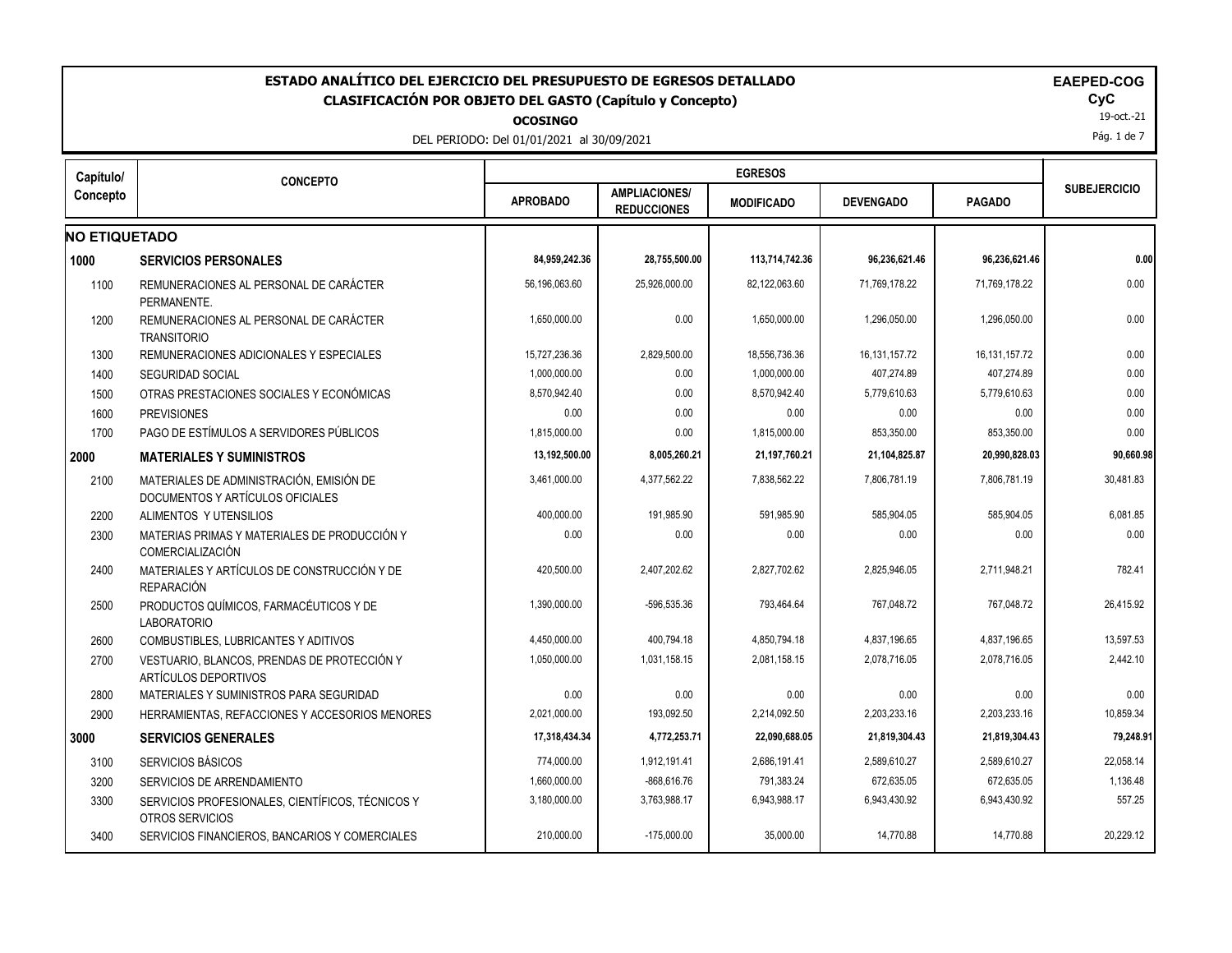# ESTADO ANALÍTICO DEL EJERCICIO DEL PRESUPUESTO DE EGRESOS DETALLADO

## CLASIFICACIÓN POR OBJETO DEL GASTO (Capítulo y Concepto)

**OCOSINGO**

DEL PERIODO: Del 01/01/2021 al 30/09/2021

**EAPED-COG**
**CyC**
19-oct.-21

| Capítulo/ Concepto | CONCEPTO | EGRESOS | | | | | SUBEJERCICIO |
|---|---|---|---|---|---|---|---|
| | | APROBADO | AMPLIACIONES/ REDUCCIONES | MODIFICADO | DEVENGADO | PAGADO | |
| **NO ETIQUETADO** | | | | | | | |
| **1000** | **SERVICIOS PERSONALES** | **84,959,242.36** | **28,755,500.00** | **113,714,742.36** | **96,236,621.46** | **96,236,621.46** | **0.00** |
| 1100 | REMUNERACIONES AL PERSONAL DE CARÁCTER PERMANENTE. | 56,196,063.60 | 25,926,000.00 | 82,122,063.60 | 71,769,178.22 | 71,769,178.22 | 0.00 |
| 1200 | REMUNERACIONES AL PERSONAL DE CARÁCTER TRANSITORIO | 1,650,000.00 | 0.00 | 1,650,000.00 | 1,296,050.00 | 1,296,050.00 | 0.00 |
| 1300 | REMUNERACIONES ADICIONALES Y ESPECIALES | 15,727,236.36 | 2,829,500.00 | 18,556,736.36 | 16,131,157.72 | 16,131,157.72 | 0.00 |
| 1400 | SEGURIDAD SOCIAL | 1,000,000.00 | 0.00 | 1,000,000.00 | 407,274.89 | 407,274.89 | 0.00 |
| 1500 | OTRAS PRESTACIONES SOCIALES Y ECONÓMICAS | 8,570,942.40 | 0.00 | 8,570,942.40 | 5,779,610.63 | 5,779,610.63 | 0.00 |
| 1600 | PREVISIONES | 0.00 | 0.00 | 0.00 | 0.00 | 0.00 | 0.00 |
| 1700 | PAGO DE ESTÍMULOS A SERVIDORES PÚBLICOS | 1,815,000.00 | 0.00 | 1,815,000.00 | 853,350.00 | 853,350.00 | 0.00 |
| **2000** | **MATERIALES Y SUMINISTROS** | **13,192,500.00** | **8,005,260.21** | **21,197,760.21** | **21,104,825.87** | **20,990,828.03** | **90,660.98** |
| 2100 | MATERIALES DE ADMINISTRACIÓN, EMISIÓN DE DOCUMENTOS Y ARTÍCULOS OFICIALES | 3,461,000.00 | 4,377,562.22 | 7,838,562.22 | 7,806,781.19 | 7,806,781.19 | 30,481.83 |
| 2200 | ALIMENTOS Y UTENSILIOS | 400,000.00 | 191,985.90 | 591,985.90 | 585,904.05 | 585,904.05 | 6,081.85 |
| 2300 | MATERIAS PRIMAS Y MATERIALES DE PRODUCCIÓN Y COMERCIALIZACIÓN | 0.00 | 0.00 | 0.00 | 0.00 | 0.00 | 0.00 |
| 2400 | MATERIALES Y ARTÍCULOS DE CONSTRUCCIÓN Y DE REPARACIÓN | 420,500.00 | 2,407,202.62 | 2,827,702.62 | 2,825,946.05 | 2,711,948.21 | 782.41 |
| 2500 | PRODUCTOS QUÍMICOS, FARMACÉUTICOS Y DE LABORATORIO | 1,390,000.00 | -596,535.36 | 793,464.64 | 767,048.72 | 767,048.72 | 26,415.92 |
| 2600 | COMBUSTIBLES, LUBRICANTES Y ADITIVOS | 4,450,000.00 | 400,794.18 | 4,850,794.18 | 4,837,196.65 | 4,837,196.65 | 13,597.53 |
| 2700 | VESTUARIO, BLANCOS, PRENDAS DE PROTECCIÓN Y ARTÍCULOS DEPORTIVOS | 1,050,000.00 | 1,031,158.15 | 2,081,158.15 | 2,078,716.05 | 2,078,716.05 | 2,442.10 |
| 2800 | MATERIALES Y SUMINISTROS PARA SEGURIDAD | 0.00 | 0.00 | 0.00 | 0.00 | 0.00 | 0.00 |
| 2900 | HERRAMIENTAS, REFACCIONES Y ACCESORIOS MENORES | 2,021,000.00 | 193,092.50 | 2,214,092.50 | 2,203,233.16 | 2,203,233.16 | 10,859.34 |
| **3000** | **SERVICIOS GENERALES** | **17,318,434.34** | **4,772,253.71** | **22,090,688.05** | **21,819,304.43** | **21,819,304.43** | **79,248.91** |
| 3100 | SERVICIOS BÁSICOS | 774,000.00 | 1,912,191.41 | 2,686,191.41 | 2,589,610.27 | 2,589,610.27 | 22,058.14 |
| 3200 | SERVICIOS DE ARRENDAMIENTO | 1,660,000.00 | -868,616.76 | 791,383.24 | 672,635.05 | 672,635.05 | 1,136.48 |
| 3300 | SERVICIOS PROFESIONALES, CIENTÍFICOS, TÉCNICOS Y OTROS SERVICIOS | 3,180,000.00 | 3,763,988.17 | 6,943,988.17 | 6,943,430.92 | 6,943,430.92 | 557.25 |
| 3400 | SERVICIOS FINANCIEROS, BANCARIOS Y COMERCIALES | 210,000.00 | -175,000.00 | 35,000.00 | 14,770.88 | 14,770.88 | 20,229.12 |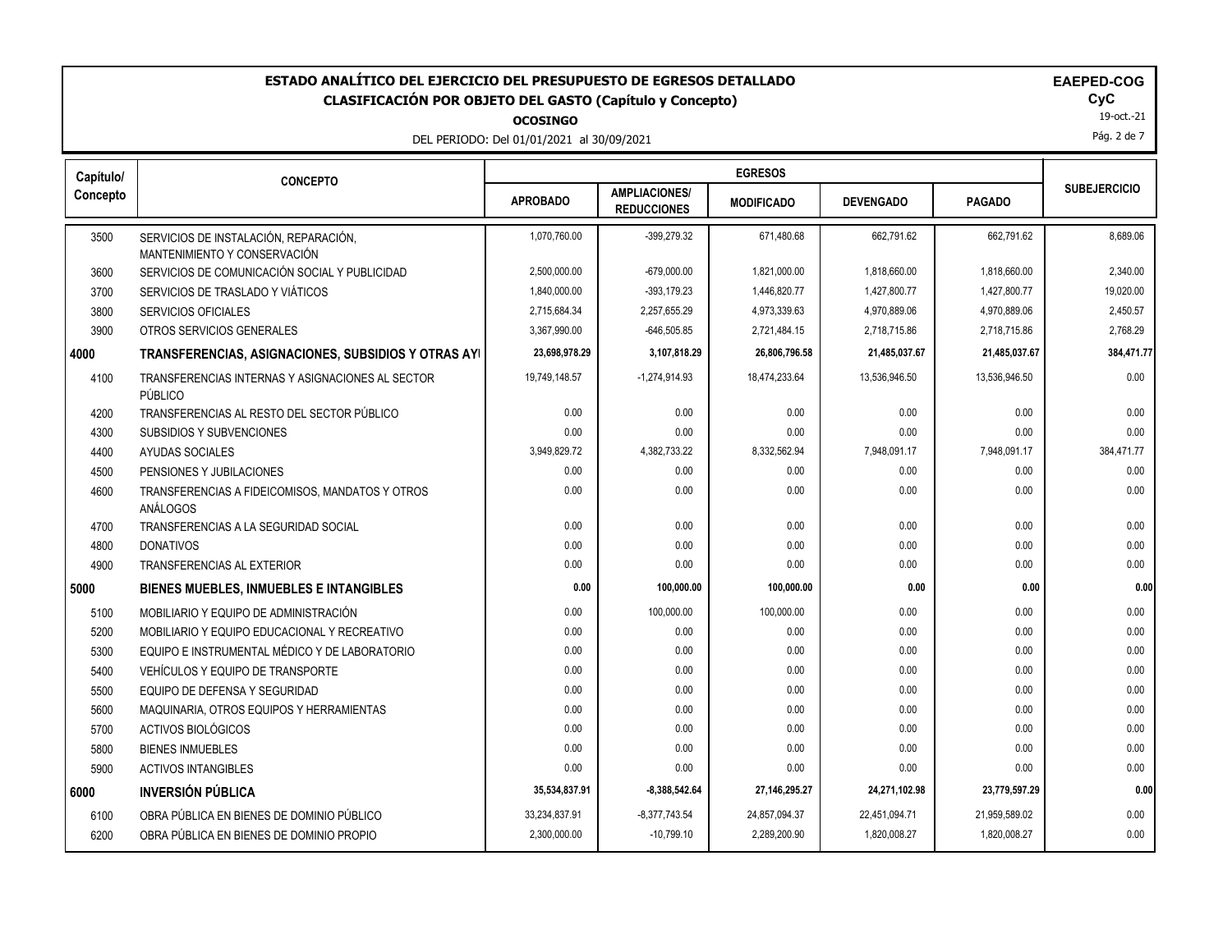# ESTADO ANALÍTICO DEL EJERCICIO DEL PRESUPUESTO DE EGRESOS DETALLADO

## CLASIFICACIÓN POR OBJETO DEL GASTO (Capítulo y Concepto)

**OCOSINGO**

DEL PERIODO: Del 01/01/2021 al 30/09/2021

**EAEPED-COG**
**CyC**
19-oct.-21

| Capítulo/ Concepto | CONCEPTO | EGRESOS | | | | | SUBEJERCICIO |
|---|---|---|---|---|---|---|---|
| | | APROBADO | AMPLIACIONES/ REDUCCIONES | MODIFICADO | DEVENGADO | PAGADO | |
| 3500 | SERVICIOS DE INSTALACIÓN, REPARACIÓN, MANTENIMIENTO Y CONSERVACIÓN | 1,070,760.00 | -399,279.32 | 671,480.68 | 662,791.62 | 662,791.62 | 8,689.06 |
| 3600 | SERVICIOS DE COMUNICACIÓN SOCIAL Y PUBLICIDAD | 2,500,000.00 | -679,000.00 | 1,821,000.00 | 1,818,660.00 | 1,818,660.00 | 2,340.00 |
| 3700 | SERVICIOS DE TRASLADO Y VIÁTICOS | 1,840,000.00 | -393,179.23 | 1,446,820.77 | 1,427,800.77 | 1,427,800.77 | 19,020.00 |
| 3800 | SERVICIOS OFICIALES | 2,715,684.34 | 2,257,655.29 | 4,973,339.63 | 4,970,889.06 | 4,970,889.06 | 2,450.57 |
| 3900 | OTROS SERVICIOS GENERALES | 3,367,990.00 | -646,505.85 | 2,721,484.15 | 2,718,715.86 | 2,718,715.86 | 2,768.29 |
| **4000** | **TRANSFERENCIAS, ASIGNACIONES, SUBSIDIOS Y OTRAS AYI** | **23,698,978.29** | **3,107,818.29** | **26,806,796.58** | **21,485,037.67** | **21,485,037.67** | **384,471.77** |
| 4100 | TRANSFERENCIAS INTERNAS Y ASIGNACIONES AL SECTOR PÚBLICO | 19,749,148.57 | -1,274,914.93 | 18,474,233.64 | 13,536,946.50 | 13,536,946.50 | 0.00 |
| 4200 | TRANSFERENCIAS AL RESTO DEL SECTOR PÚBLICO | 0.00 | 0.00 | 0.00 | 0.00 | 0.00 | 0.00 |
| 4300 | SUBSIDIOS Y SUBVENCIONES | 0.00 | 0.00 | 0.00 | 0.00 | 0.00 | 0.00 |
| 4400 | AYUDAS SOCIALES | 3,949,829.72 | 4,382,733.22 | 8,332,562.94 | 7,948,091.17 | 7,948,091.17 | 384,471.77 |
| 4500 | PENSIONES Y JUBILACIONES | 0.00 | 0.00 | 0.00 | 0.00 | 0.00 | 0.00 |
| 4600 | TRANSFERENCIAS A FIDEICOMISOS, MANDATOS Y OTROS ANÁLOGOS | 0.00 | 0.00 | 0.00 | 0.00 | 0.00 | 0.00 |
| 4700 | TRANSFERENCIAS A LA SEGURIDAD SOCIAL | 0.00 | 0.00 | 0.00 | 0.00 | 0.00 | 0.00 |
| 4800 | DONATIVOS | 0.00 | 0.00 | 0.00 | 0.00 | 0.00 | 0.00 |
| 4900 | TRANSFERENCIAS AL EXTERIOR | 0.00 | 0.00 | 0.00 | 0.00 | 0.00 | 0.00 |
| **5000** | **BIENES MUEBLES, INMUEBLES E INTANGIBLES** | **0.00** | **100,000.00** | **100,000.00** | **0.00** | **0.00** | **0.00** |
| 5100 | MOBILIARIO Y EQUIPO DE ADMINISTRACIÓN | 0.00 | 100,000.00 | 100,000.00 | 0.00 | 0.00 | 0.00 |
| 5200 | MOBILIARIO Y EQUIPO EDUCACIONAL Y RECREATIVO | 0.00 | 0.00 | 0.00 | 0.00 | 0.00 | 0.00 |
| 5300 | EQUIPO E INSTRUMENTAL MÉDICO Y DE LABORATORIO | 0.00 | 0.00 | 0.00 | 0.00 | 0.00 | 0.00 |
| 5400 | VEHÍCULOS Y EQUIPO DE TRANSPORTE | 0.00 | 0.00 | 0.00 | 0.00 | 0.00 | 0.00 |
| 5500 | EQUIPO DE DEFENSA Y SEGURIDAD | 0.00 | 0.00 | 0.00 | 0.00 | 0.00 | 0.00 |
| 5600 | MAQUINARIA, OTROS EQUIPOS Y HERRAMIENTAS | 0.00 | 0.00 | 0.00 | 0.00 | 0.00 | 0.00 |
| 5700 | ACTIVOS BIOLÓGICOS | 0.00 | 0.00 | 0.00 | 0.00 | 0.00 | 0.00 |
| 5800 | BIENES INMUEBLES | 0.00 | 0.00 | 0.00 | 0.00 | 0.00 | 0.00 |
| 5900 | ACTIVOS INTANGIBLES | 0.00 | 0.00 | 0.00 | 0.00 | 0.00 | 0.00 |
| **6000** | **INVERSIÓN PÚBLICA** | **35,534,837.91** | **-8,388,542.64** | **27,146,295.27** | **24,271,102.98** | **23,779,597.29** | **0.00** |
| 6100 | OBRA PÚBLICA EN BIENES DE DOMINIO PÚBLICO | 33,234,837.91 | -8,377,743.54 | 24,857,094.37 | 22,451,094.71 | 21,959,589.02 | 0.00 |
| 6200 | OBRA PÚBLICA EN BIENES DE DOMINIO PROPIO | 2,300,000.00 | -10,799.10 | 2,289,200.90 | 1,820,008.27 | 1,820,008.27 | 0.00 |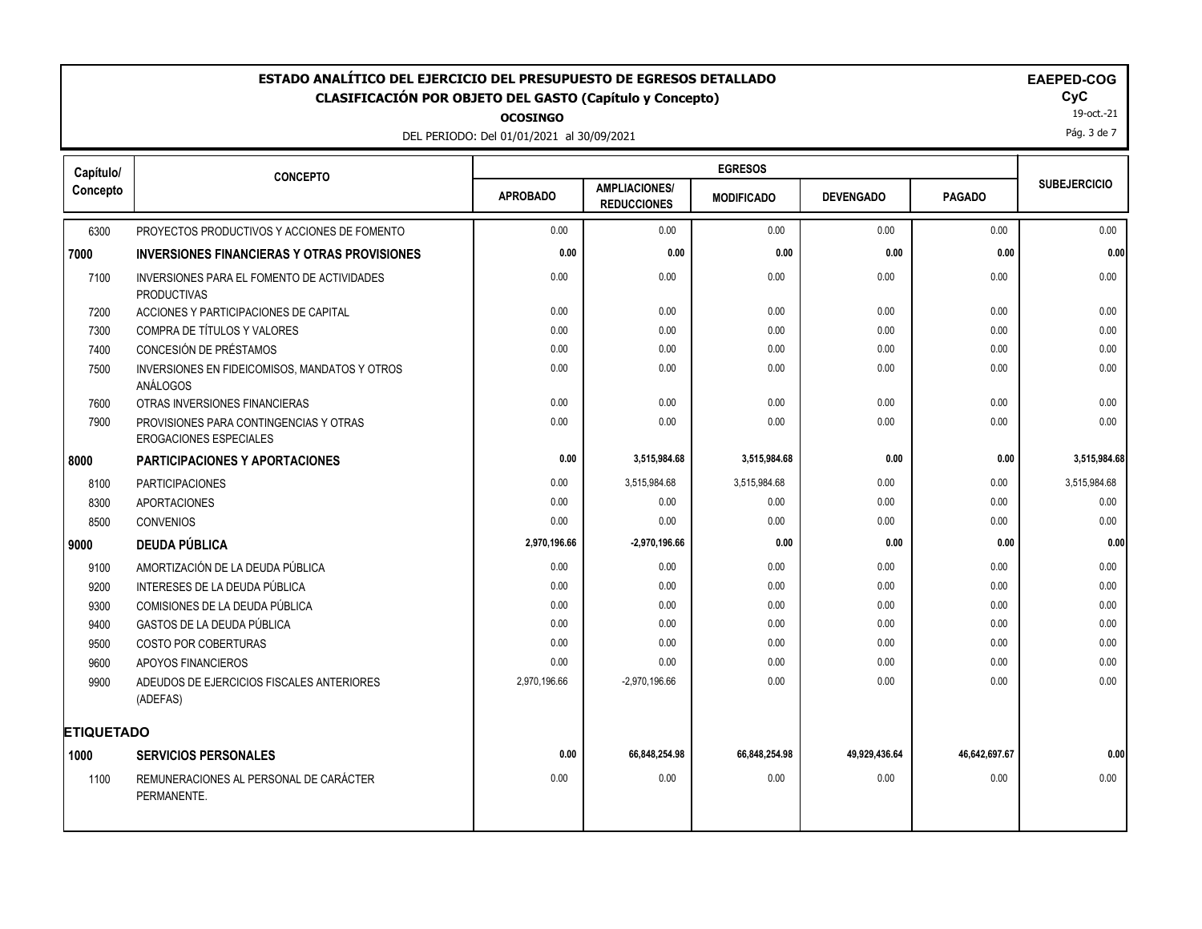# ESTADO ANALÍTICO DEL EJERCICIO DEL PRESUPUESTO DE EGRESOS DETALLADO

## CLASIFICACIÓN POR OBJETO DEL GASTO (Capítulo y Concepto)

**OCOSINGO**

DEL PERIODO: Del 01/01/2021 al 30/09/2021

**EAPED-COG**
**CyC**
19-oct.-21

| Capítulo/ Concepto | CONCEPTO | EGRESOS | | | | | SUBEJERCICIO |
|---|---|---|---|---|---|---|---|
| | | APROBADO | AMPLIACIONES/ REDUCCIONES | MODIFICADO | DEVENGADO | PAGADO | |
| 6300 | PROYECTOS PRODUCTIVOS Y ACCIONES DE FOMENTO | 0.00 | 0.00 | 0.00 | 0.00 | 0.00 | 0.00 |
| **7000** | **INVERSIONES FINANCIERAS Y OTRAS PROVISIONES** | **0.00** | **0.00** | **0.00** | **0.00** | **0.00** | **0.00** |
| 7100 | INVERSIONES PARA EL FOMENTO DE ACTIVIDADES PRODUCTIVAS | 0.00 | 0.00 | 0.00 | 0.00 | 0.00 | 0.00 |
| 7200 | ACCIONES Y PARTICIPACIONES DE CAPITAL | 0.00 | 0.00 | 0.00 | 0.00 | 0.00 | 0.00 |
| 7300 | COMPRA DE TÍTULOS Y VALORES | 0.00 | 0.00 | 0.00 | 0.00 | 0.00 | 0.00 |
| 7400 | CONCESIÓN DE PRÉSTAMOS | 0.00 | 0.00 | 0.00 | 0.00 | 0.00 | 0.00 |
| 7500 | INVERSIONES EN FIDEICOMISOS, MANDATOS Y OTROS ANÁLOGOS | 0.00 | 0.00 | 0.00 | 0.00 | 0.00 | 0.00 |
| 7600 | OTRAS INVERSIONES FINANCIERAS | 0.00 | 0.00 | 0.00 | 0.00 | 0.00 | 0.00 |
| 7900 | PROVISIONES PARA CONTINGENCIAS Y OTRAS EROGACIONES ESPECIALES | 0.00 | 0.00 | 0.00 | 0.00 | 0.00 | 0.00 |
| **8000** | **PARTICIPACIONES Y APORTACIONES** | **0.00** | **3,515,984.68** | **3,515,984.68** | **0.00** | **0.00** | **3,515,984.68** |
| 8100 | PARTICIPACIONES | 0.00 | 3,515,984.68 | 3,515,984.68 | 0.00 | 0.00 | 3,515,984.68 |
| 8300 | APORTACIONES | 0.00 | 0.00 | 0.00 | 0.00 | 0.00 | 0.00 |
| 8500 | CONVENIOS | 0.00 | 0.00 | 0.00 | 0.00 | 0.00 | 0.00 |
| **9000** | **DEUDA PÚBLICA** | **2,970,196.66** | **-2,970,196.66** | **0.00** | **0.00** | **0.00** | **0.00** |
| 9100 | AMORTIZACIÓN DE LA DEUDA PÚBLICA | 0.00 | 0.00 | 0.00 | 0.00 | 0.00 | 0.00 |
| 9200 | INTERESES DE LA DEUDA PÚBLICA | 0.00 | 0.00 | 0.00 | 0.00 | 0.00 | 0.00 |
| 9300 | COMISIONES DE LA DEUDA PÚBLICA | 0.00 | 0.00 | 0.00 | 0.00 | 0.00 | 0.00 |
| 9400 | GASTOS DE LA DEUDA PÚBLICA | 0.00 | 0.00 | 0.00 | 0.00 | 0.00 | 0.00 |
| 9500 | COSTO POR COBERTURAS | 0.00 | 0.00 | 0.00 | 0.00 | 0.00 | 0.00 |
| 9600 | APOYOS FINANCIEROS | 0.00 | 0.00 | 0.00 | 0.00 | 0.00 | 0.00 |
| 9900 | ADEUDOS DE EJERCICIOS FISCALES ANTERIORES (ADEFAS) | 2,970,196.66 | -2,970,196.66 | 0.00 | 0.00 | 0.00 | 0.00 |
| **ETIQUETADO** | | | | | | | |
| **1000** | **SERVICIOS PERSONALES** | **0.00** | **66,848,254.98** | **66,848,254.98** | **49,929,436.64** | **46,642,697.67** | **0.00** |
| 1100 | REMUNERACIONES AL PERSONAL DE CARÁCTER PERMANENTE. | 0.00 | 0.00 | 0.00 | 0.00 | 0.00 | 0.00 |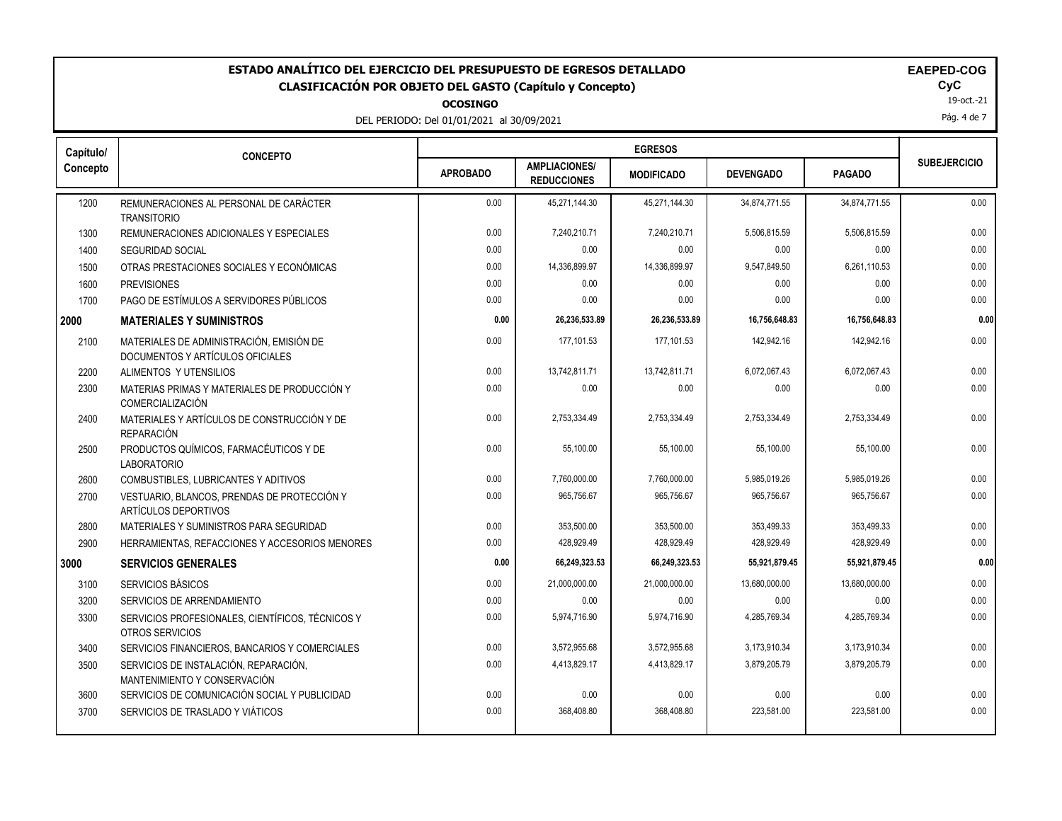# ESTADO ANALÍTICO DEL EJERCICIO DEL PRESUPUESTO DE EGRESOS DETALLADO

## CLASIFICACIÓN POR OBJETO DEL GASTO (Capítulo y Concepto)

**OCOSINGO**

DEL PERIODO: Del 01/01/2021 al 30/09/2021

**EAPED-COG**
**CyC**
19-oct.-21

| Capítulo/ Concepto | CONCEPTO | EGRESOS | | | | | SUBEJERCICIO |
|---|---|---|---|---|---|---|---|
| | | APROBADO | AMPLIACIONES/ REDUCCIONES | MODIFICADO | DEVENGADO | PAGADO | |
| 1200 | REMUNERACIONES AL PERSONAL DE CARÁCTER TRANSITORIO | 0.00 | 45,271,144.30 | 45,271,144.30 | 34,874,771.55 | 34,874,771.55 | 0.00 |
| 1300 | REMUNERACIONES ADICIONALES Y ESPECIALES | 0.00 | 7,240,210.71 | 7,240,210.71 | 5,506,815.59 | 5,506,815.59 | 0.00 |
| 1400 | SEGURIDAD SOCIAL | 0.00 | 0.00 | 0.00 | 0.00 | 0.00 | 0.00 |
| 1500 | OTRAS PRESTACIONES SOCIALES Y ECONÓMICAS | 0.00 | 14,336,899.97 | 14,336,899.97 | 9,547,849.50 | 6,261,110.53 | 0.00 |
| 1600 | PREVISIONES | 0.00 | 0.00 | 0.00 | 0.00 | 0.00 | 0.00 |
| 1700 | PAGO DE ESTÍMULOS A SERVIDORES PÚBLICOS | 0.00 | 0.00 | 0.00 | 0.00 | 0.00 | 0.00 |
| **2000** | **MATERIALES Y SUMINISTROS** | **0.00** | **26,236,533.89** | **26,236,533.89** | **16,756,648.83** | **16,756,648.83** | **0.00** |
| 2100 | MATERIALES DE ADMINISTRACIÓN, EMISIÓN DE DOCUMENTOS Y ARTÍCULOS OFICIALES | 0.00 | 177,101.53 | 177,101.53 | 142,942.16 | 142,942.16 | 0.00 |
| 2200 | ALIMENTOS Y UTENSILIOS | 0.00 | 13,742,811.71 | 13,742,811.71 | 6,072,067.43 | 6,072,067.43 | 0.00 |
| 2300 | MATERIAS PRIMAS Y MATERIALES DE PRODUCCIÓN Y COMERCIALIZACIÓN | 0.00 | 0.00 | 0.00 | 0.00 | 0.00 | 0.00 |
| 2400 | MATERIALES Y ARTÍCULOS DE CONSTRUCCIÓN Y DE REPARACIÓN | 0.00 | 2,753,334.49 | 2,753,334.49 | 2,753,334.49 | 2,753,334.49 | 0.00 |
| 2500 | PRODUCTOS QUÍMICOS, FARMACÉUTICOS Y DE LABORATORIO | 0.00 | 55,100.00 | 55,100.00 | 55,100.00 | 55,100.00 | 0.00 |
| 2600 | COMBUSTIBLES, LUBRICANTES Y ADITIVOS | 0.00 | 7,760,000.00 | 7,760,000.00 | 5,985,019.26 | 5,985,019.26 | 0.00 |
| 2700 | VESTUARIO, BLANCOS, PRENDAS DE PROTECCIÓN Y ARTÍCULOS DEPORTIVOS | 0.00 | 965,756.67 | 965,756.67 | 965,756.67 | 965,756.67 | 0.00 |
| 2800 | MATERIALES Y SUMINISTROS PARA SEGURIDAD | 0.00 | 353,500.00 | 353,500.00 | 353,499.33 | 353,499.33 | 0.00 |
| 2900 | HERRAMIENTAS, REFACCIONES Y ACCESORIOS MENORES | 0.00 | 428,929.49 | 428,929.49 | 428,929.49 | 428,929.49 | 0.00 |
| **3000** | **SERVICIOS GENERALES** | **0.00** | **66,249,323.53** | **66,249,323.53** | **55,921,879.45** | **55,921,879.45** | **0.00** |
| 3100 | SERVICIOS BÁSICOS | 0.00 | 21,000,000.00 | 21,000,000.00 | 13,680,000.00 | 13,680,000.00 | 0.00 |
| 3200 | SERVICIOS DE ARRENDAMIENTO | 0.00 | 0.00 | 0.00 | 0.00 | 0.00 | 0.00 |
| 3300 | SERVICIOS PROFESIONALES, CIENTÍFICOS, TÉCNICOS Y OTROS SERVICIOS | 0.00 | 5,974,716.90 | 5,974,716.90 | 4,285,769.34 | 4,285,769.34 | 0.00 |
| 3400 | SERVICIOS FINANCIEROS, BANCARIOS Y COMERCIALES | 0.00 | 3,572,955.68 | 3,572,955.68 | 3,173,910.34 | 3,173,910.34 | 0.00 |
| 3500 | SERVICIOS DE INSTALACIÓN, REPARACIÓN, MANTENIMIENTO Y CONSERVACIÓN | 0.00 | 4,413,829.17 | 4,413,829.17 | 3,879,205.79 | 3,879,205.79 | 0.00 |
| 3600 | SERVICIOS DE COMUNICACIÓN SOCIAL Y PUBLICIDAD | 0.00 | 0.00 | 0.00 | 0.00 | 0.00 | 0.00 |
| 3700 | SERVICIOS DE TRASLADO Y VIÁTICOS | 0.00 | 368,408.80 | 368,408.80 | 223,581.00 | 223,581.00 | 0.00 |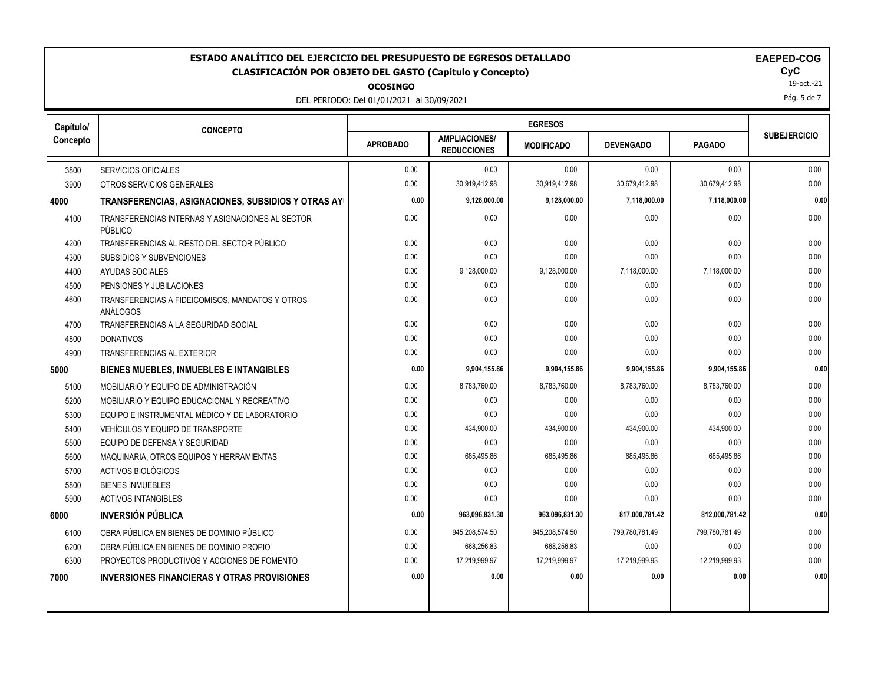# ESTADO ANALÍTICO DEL EJERCICIO DEL PRESUPUESTO DE EGRESOS DETALLADO

## CLASIFICACIÓN POR OBJETO DEL GASTO (Capítulo y Concepto)

**OCOSINGO**

DEL PERIODO: Del 01/01/2021 al 30/09/2021

**EAPED-COG**
**CyC**
19-oct.-21

| Capítulo/ Concepto | CONCEPTO | EGRESOS | | | | | SUBEJERCICIO |
|---|---|---|---|---|---|---|---|
| | | APROBADO | AMPLIACIONES/ REDUCCIONES | MODIFICADO | DEVENGADO | PAGADO | |
| 3800 | SERVICIOS OFICIALES | 0.00 | 0.00 | 0.00 | 0.00 | 0.00 | 0.00 |
| 3900 | OTROS SERVICIOS GENERALES | 0.00 | 30,919,412.98 | 30,919,412.98 | 30,679,412.98 | 30,679,412.98 | 0.00 |
| **4000** | **TRANSFERENCIAS, ASIGNACIONES, SUBSIDIOS Y OTRAS AYI** | **0.00** | **9,128,000.00** | **9,128,000.00** | **7,118,000.00** | **7,118,000.00** | **0.00** |
| 4100 | TRANSFERENCIAS INTERNAS Y ASIGNACIONES AL SECTOR PÚBLICO | 0.00 | 0.00 | 0.00 | 0.00 | 0.00 | 0.00 |
| 4200 | TRANSFERENCIAS AL RESTO DEL SECTOR PÚBLICO | 0.00 | 0.00 | 0.00 | 0.00 | 0.00 | 0.00 |
| 4300 | SUBSIDIOS Y SUBVENCIONES | 0.00 | 0.00 | 0.00 | 0.00 | 0.00 | 0.00 |
| 4400 | AYUDAS SOCIALES | 0.00 | 9,128,000.00 | 9,128,000.00 | 7,118,000.00 | 7,118,000.00 | 0.00 |
| 4500 | PENSIONES Y JUBILACIONES | 0.00 | 0.00 | 0.00 | 0.00 | 0.00 | 0.00 |
| 4600 | TRANSFERENCIAS A FIDEICOMISOS, MANDATOS Y OTROS ANÁLOGOS | 0.00 | 0.00 | 0.00 | 0.00 | 0.00 | 0.00 |
| 4700 | TRANSFERENCIAS A LA SEGURIDAD SOCIAL | 0.00 | 0.00 | 0.00 | 0.00 | 0.00 | 0.00 |
| 4800 | DONATIVOS | 0.00 | 0.00 | 0.00 | 0.00 | 0.00 | 0.00 |
| 4900 | TRANSFERENCIAS AL EXTERIOR | 0.00 | 0.00 | 0.00 | 0.00 | 0.00 | 0.00 |
| **5000** | **BIENES MUEBLES, INMUEBLES E INTANGIBLES** | **0.00** | **9,904,155.86** | **9,904,155.86** | **9,904,155.86** | **9,904,155.86** | **0.00** |
| 5100 | MOBILIARIO Y EQUIPO DE ADMINISTRACIÓN | 0.00 | 8,783,760.00 | 8,783,760.00 | 8,783,760.00 | 8,783,760.00 | 0.00 |
| 5200 | MOBILIARIO Y EQUIPO EDUCACIONAL Y RECREATIVO | 0.00 | 0.00 | 0.00 | 0.00 | 0.00 | 0.00 |
| 5300 | EQUIPO E INSTRUMENTAL MÉDICO Y DE LABORATORIO | 0.00 | 0.00 | 0.00 | 0.00 | 0.00 | 0.00 |
| 5400 | VEHÍCULOS Y EQUIPO DE TRANSPORTE | 0.00 | 434,900.00 | 434,900.00 | 434,900.00 | 434,900.00 | 0.00 |
| 5500 | EQUIPO DE DEFENSA Y SEGURIDAD | 0.00 | 0.00 | 0.00 | 0.00 | 0.00 | 0.00 |
| 5600 | MAQUINARIA, OTROS EQUIPOS Y HERRAMIENTAS | 0.00 | 685,495.86 | 685,495.86 | 685,495.86 | 685,495.86 | 0.00 |
| 5700 | ACTIVOS BIOLÓGICOS | 0.00 | 0.00 | 0.00 | 0.00 | 0.00 | 0.00 |
| 5800 | BIENES INMUEBLES | 0.00 | 0.00 | 0.00 | 0.00 | 0.00 | 0.00 |
| 5900 | ACTIVOS INTANGIBLES | 0.00 | 0.00 | 0.00 | 0.00 | 0.00 | 0.00 |
| **6000** | **INVERSIÓN PÚBLICA** | **0.00** | **963,096,831.30** | **963,096,831.30** | **817,000,781.42** | **812,000,781.42** | **0.00** |
| 6100 | OBRA PÚBLICA EN BIENES DE DOMINIO PÚBLICO | 0.00 | 945,208,574.50 | 945,208,574.50 | 799,780,781.49 | 799,780,781.49 | 0.00 |
| 6200 | OBRA PÚBLICA EN BIENES DE DOMINIO PROPIO | 0.00 | 668,256.83 | 668,256.83 | 0.00 | 0.00 | 0.00 |
| 6300 | PROYECTOS PRODUCTIVOS Y ACCIONES DE FOMENTO | 0.00 | 17,219,999.97 | 17,219,999.97 | 17,219,999.93 | 12,219,999.93 | 0.00 |
| **7000** | **INVERSIONES FINANCIERAS Y OTRAS PROVISIONES** | **0.00** | **0.00** | **0.00** | **0.00** | **0.00** | **0.00** |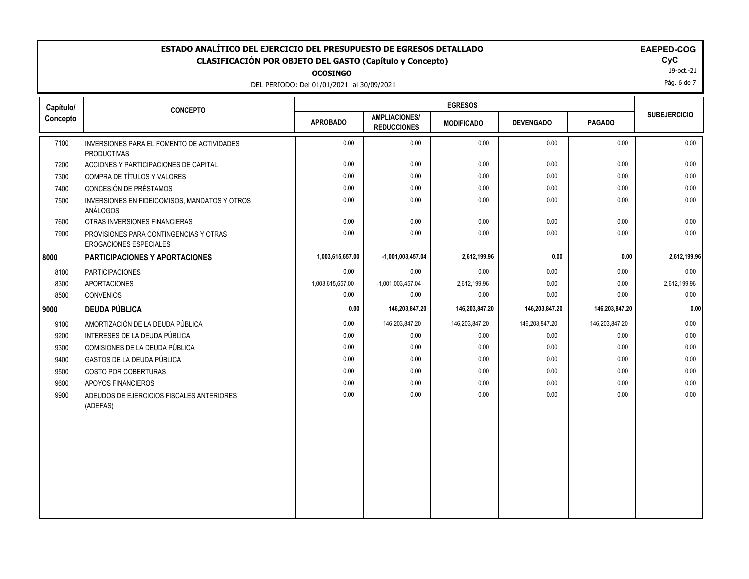# ESTADO ANALÍTICO DEL EJERCICIO DEL PRESUPUESTO DE EGRESOS DETALLADO

## CLASIFICACIÓN POR OBJETO DEL GASTO (Capítulo y Concepto)

**OCOSINGO**

DEL PERIODO: Del 01/01/2021 al 30/09/2021

**EAEPED-COG**
**CyC**
19-oct.-21

| Capítulo/ Concepto | CONCEPTO | EGRESOS | | | | | SUBEJERCICIO |
|---|---|---|---|---|---|---|---|
| | | APROBADO | AMPLIACIONES/ REDUCCIONES | MODIFICADO | DEVENGADO | PAGADO | |
| 7100 | INVERSIONES PARA EL FOMENTO DE ACTIVIDADES PRODUCTIVAS | 0.00 | 0.00 | 0.00 | 0.00 | 0.00 | 0.00 |
| 7200 | ACCIONES Y PARTICIPACIONES DE CAPITAL | 0.00 | 0.00 | 0.00 | 0.00 | 0.00 | 0.00 |
| 7300 | COMPRA DE TÍTULOS Y VALORES | 0.00 | 0.00 | 0.00 | 0.00 | 0.00 | 0.00 |
| 7400 | CONCESIÓN DE PRÉSTAMOS | 0.00 | 0.00 | 0.00 | 0.00 | 0.00 | 0.00 |
| 7500 | INVERSIONES EN FIDEICOMISOS, MANDATOS Y OTROS ANÁLOGOS | 0.00 | 0.00 | 0.00 | 0.00 | 0.00 | 0.00 |
| 7600 | OTRAS INVERSIONES FINANCIERAS | 0.00 | 0.00 | 0.00 | 0.00 | 0.00 | 0.00 |
| 7900 | PROVISIONES PARA CONTINGENCIAS Y OTRAS EROGACIONES ESPECIALES | 0.00 | 0.00 | 0.00 | 0.00 | 0.00 | 0.00 |
| **8000** | **PARTICIPACIONES Y APORTACIONES** | **1,003,615,657.00** | **-1,001,003,457.04** | **2,612,199.96** | **0.00** | **0.00** | **2,612,199.96** |
| 8100 | PARTICIPACIONES | 0.00 | 0.00 | 0.00 | 0.00 | 0.00 | 0.00 |
| 8300 | APORTACIONES | 1,003,615,657.00 | -1,001,003,457.04 | 2,612,199.96 | 0.00 | 0.00 | 2,612,199.96 |
| 8500 | CONVENIOS | 0.00 | 0.00 | 0.00 | 0.00 | 0.00 | 0.00 |
| **9000** | **DEUDA PÚBLICA** | **0.00** | **146,203,847.20** | **146,203,847.20** | **146,203,847.20** | **146,203,847.20** | **0.00** |
| 9100 | AMORTIZACIÓN DE LA DEUDA PÚBLICA | 0.00 | 146,203,847.20 | 146,203,847.20 | 146,203,847.20 | 146,203,847.20 | 0.00 |
| 9200 | INTERESES DE LA DEUDA PÚBLICA | 0.00 | 0.00 | 0.00 | 0.00 | 0.00 | 0.00 |
| 9300 | COMISIONES DE LA DEUDA PÚBLICA | 0.00 | 0.00 | 0.00 | 0.00 | 0.00 | 0.00 |
| 9400 | GASTOS DE LA DEUDA PÚBLICA | 0.00 | 0.00 | 0.00 | 0.00 | 0.00 | 0.00 |
| 9500 | COSTO POR COBERTURAS | 0.00 | 0.00 | 0.00 | 0.00 | 0.00 | 0.00 |
| 9600 | APOYOS FINANCIEROS | 0.00 | 0.00 | 0.00 | 0.00 | 0.00 | 0.00 |
| 9900 | ADEUDOS DE EJERCICIOS FISCALES ANTERIORES (ADEFAS) | 0.00 | 0.00 | 0.00 | 0.00 | 0.00 | 0.00 |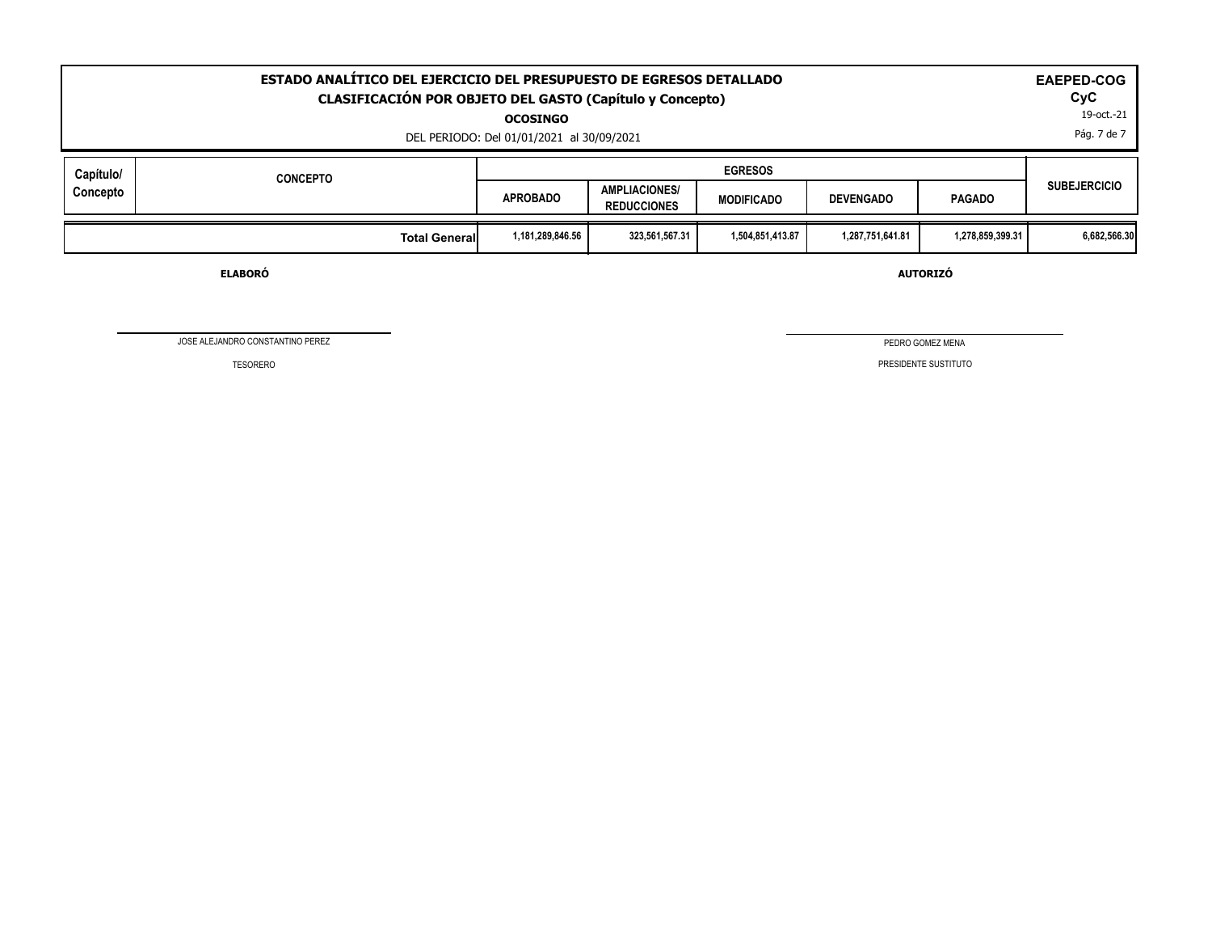# ESTADO ANALÍTICO DEL EJERCICIO DEL PRESUPUESTO DE EGRESOS DETALLADO

## CLASIFICACIÓN POR OBJETO DEL GASTO (Capítulo y Concepto)

**OCOSINGO**

DEL PERIODO: Del 01/01/2021 al 30/09/2021

**EAEPED-COG**
**CyC**
19-oct.-21

| Capítulo/ Concepto | CONCEPTO | EGRESOS | | | | | SUBEJERCICIO |
|---|---|---|---|---|---|---|---|
| | | APROBADO | AMPLIACIONES/ REDUCCIONES | MODIFICADO | DEVENGADO | PAGADO | |
| | **Total General** | **1,181,289,846.56** | **323,561,567.31** | **1,504,851,413.87** | **1,287,751,641.81** | **1,278,859,399.31** | **6,682,566.30** |

**ELABORÓ**

JOSE ALEJANDRO CONSTANTINO PEREZ

TESORERO

**AUTORIZÓ**

PEDRO GOMEZ MENA

PRESIDENTE SUSTITUTO